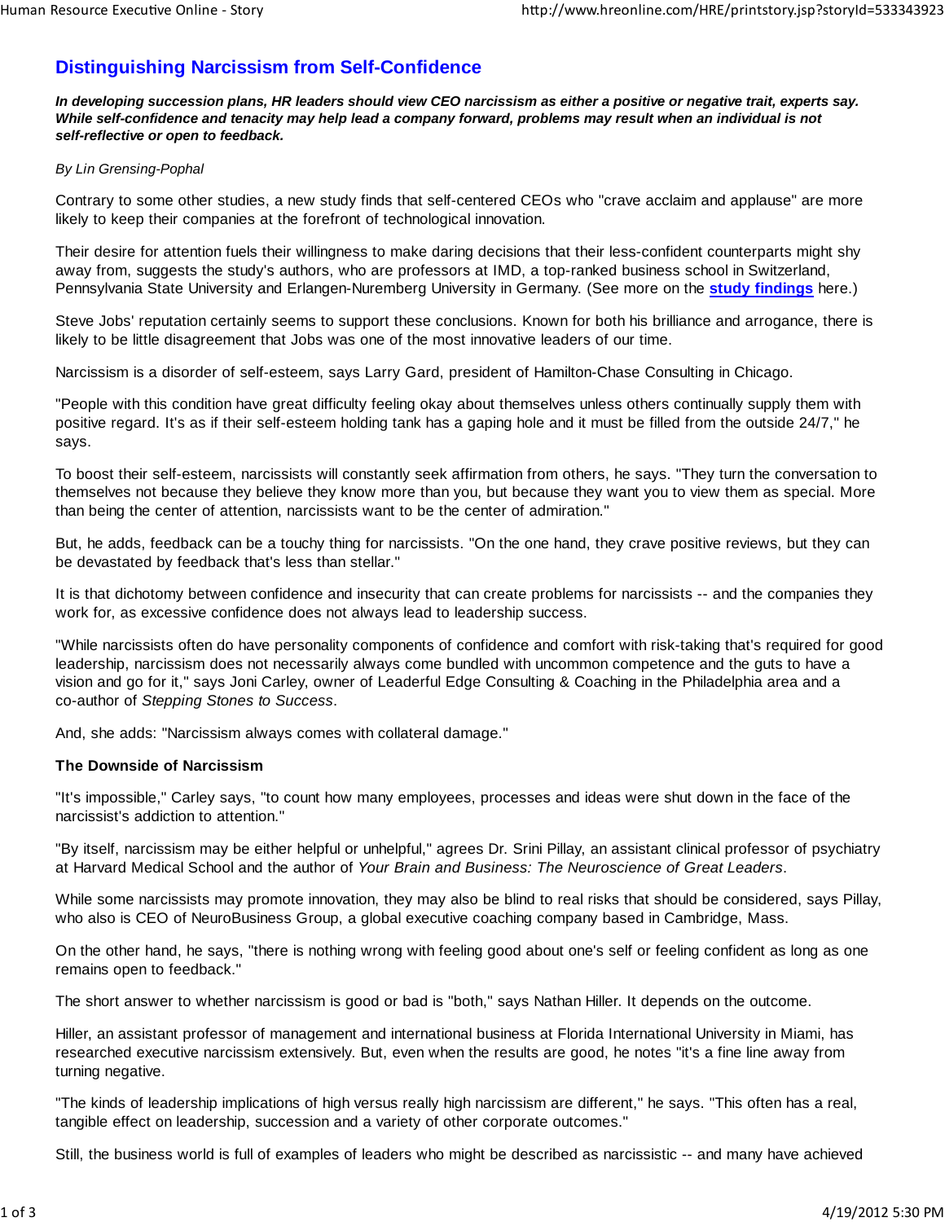# Distinguishing Narcissism from Self-Confidence

***In developing succession plans, HR leaders should view CEO narcissism as either a positive or negative trait, experts say. While self-confidence and tenacity may help lead a company forward, problems may result when an individual is not self-reflective or open to feedback.***

*By Lin Grensing-Pophal*

Contrary to some other studies, a new study finds that self-centered CEOs who "crave acclaim and applause" are more likely to keep their companies at the forefront of technological innovation.

Their desire for attention fuels their willingness to make daring decisions that their less-confident counterparts might shy away from, suggests the study's authors, who are professors at IMD, a top-ranked business school in Switzerland, Pennsylvania State University and Erlangen-Nuremberg University in Germany. (See more on the **study findings** here.)

Steve Jobs' reputation certainly seems to support these conclusions. Known for both his brilliance and arrogance, there is likely to be little disagreement that Jobs was one of the most innovative leaders of our time.

Narcissism is a disorder of self-esteem, says Larry Gard, president of Hamilton-Chase Consulting in Chicago.

"People with this condition have great difficulty feeling okay about themselves unless others continually supply them with positive regard. It's as if their self-esteem holding tank has a gaping hole and it must be filled from the outside 24/7," he says.

To boost their self-esteem, narcissists will constantly seek affirmation from others, he says. "They turn the conversation to themselves not because they believe they know more than you, but because they want you to view them as special. More than being the center of attention, narcissists want to be the center of admiration."

But, he adds, feedback can be a touchy thing for narcissists. "On the one hand, they crave positive reviews, but they can be devastated by feedback that's less than stellar."

It is that dichotomy between confidence and insecurity that can create problems for narcissists -- and the companies they work for, as excessive confidence does not always lead to leadership success.

"While narcissists often do have personality components of confidence and comfort with risk-taking that's required for good leadership, narcissism does not necessarily always come bundled with uncommon competence and the guts to have a vision and go for it," says Joni Carley, owner of Leaderful Edge Consulting & Coaching in the Philadelphia area and a co-author of *Stepping Stones to Success*.

And, she adds: "Narcissism always comes with collateral damage."

**The Downside of Narcissism**

"It's impossible," Carley says, "to count how many employees, processes and ideas were shut down in the face of the narcissist's addiction to attention."

"By itself, narcissism may be either helpful or unhelpful," agrees Dr. Srini Pillay, an assistant clinical professor of psychiatry at Harvard Medical School and the author of *Your Brain and Business: The Neuroscience of Great Leaders*.

While some narcissists may promote innovation, they may also be blind to real risks that should be considered, says Pillay, who also is CEO of NeuroBusiness Group, a global executive coaching company based in Cambridge, Mass.

On the other hand, he says, "there is nothing wrong with feeling good about one's self or feeling confident as long as one remains open to feedback."

The short answer to whether narcissism is good or bad is "both," says Nathan Hiller. It depends on the outcome.

Hiller, an assistant professor of management and international business at Florida International University in Miami, has researched executive narcissism extensively. But, even when the results are good, he notes "it's a fine line away from turning negative.

"The kinds of leadership implications of high versus really high narcissism are different," he says. "This often has a real, tangible effect on leadership, succession and a variety of other corporate outcomes."

Still, the business world is full of examples of leaders who might be described as narcissistic -- and many have achieved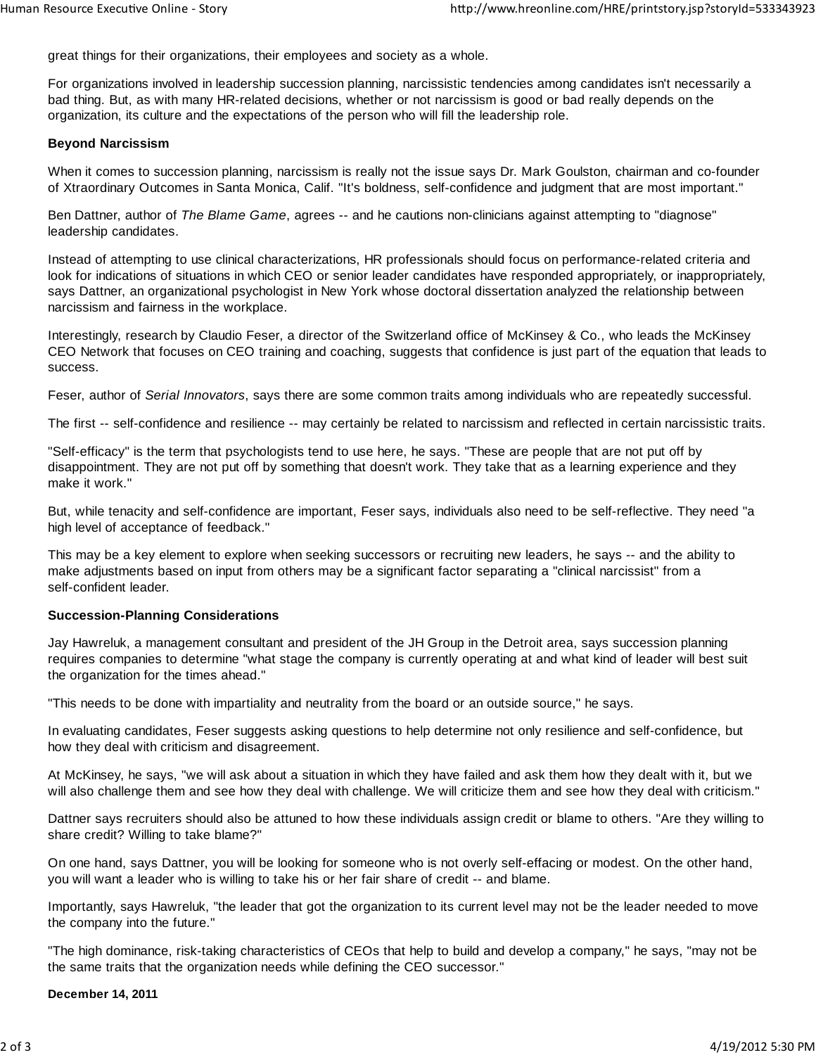great things for their organizations, their employees and society as a whole.

For organizations involved in leadership succession planning, narcissistic tendencies among candidates isn't necessarily a bad thing. But, as with many HR-related decisions, whether or not narcissism is good or bad really depends on the organization, its culture and the expectations of the person who will fill the leadership role.

**Beyond Narcissism**

When it comes to succession planning, narcissism is really not the issue says Dr. Mark Goulston, chairman and co-founder of Xtraordinary Outcomes in Santa Monica, Calif. "It's boldness, self-confidence and judgment that are most important."

Ben Dattner, author of *The Blame Game*, agrees -- and he cautions non-clinicians against attempting to "diagnose" leadership candidates.

Instead of attempting to use clinical characterizations, HR professionals should focus on performance-related criteria and look for indications of situations in which CEO or senior leader candidates have responded appropriately, or inappropriately, says Dattner, an organizational psychologist in New York whose doctoral dissertation analyzed the relationship between narcissism and fairness in the workplace.

Interestingly, research by Claudio Feser, a director of the Switzerland office of McKinsey & Co., who leads the McKinsey CEO Network that focuses on CEO training and coaching, suggests that confidence is just part of the equation that leads to success.

Feser, author of *Serial Innovators*, says there are some common traits among individuals who are repeatedly successful.

The first -- self-confidence and resilience -- may certainly be related to narcissism and reflected in certain narcissistic traits.

"Self-efficacy" is the term that psychologists tend to use here, he says. "These are people that are not put off by disappointment. They are not put off by something that doesn't work. They take that as a learning experience and they make it work."

But, while tenacity and self-confidence are important, Feser says, individuals also need to be self-reflective. They need "a high level of acceptance of feedback."

This may be a key element to explore when seeking successors or recruiting new leaders, he says -- and the ability to make adjustments based on input from others may be a significant factor separating a "clinical narcissist" from a self-confident leader.

**Succession-Planning Considerations**

Jay Hawreluk, a management consultant and president of the JH Group in the Detroit area, says succession planning requires companies to determine "what stage the company is currently operating at and what kind of leader will best suit the organization for the times ahead."

"This needs to be done with impartiality and neutrality from the board or an outside source," he says.

In evaluating candidates, Feser suggests asking questions to help determine not only resilience and self-confidence, but how they deal with criticism and disagreement.

At McKinsey, he says, "we will ask about a situation in which they have failed and ask them how they dealt with it, but we will also challenge them and see how they deal with challenge. We will criticize them and see how they deal with criticism."

Dattner says recruiters should also be attuned to how these individuals assign credit or blame to others. "Are they willing to share credit? Willing to take blame?"

On one hand, says Dattner, you will be looking for someone who is not overly self-effacing or modest. On the other hand, you will want a leader who is willing to take his or her fair share of credit -- and blame.

Importantly, says Hawreluk, "the leader that got the organization to its current level may not be the leader needed to move the company into the future."

"The high dominance, risk-taking characteristics of CEOs that help to build and develop a company," he says, "may not be the same traits that the organization needs while defining the CEO successor."

**December 14, 2011**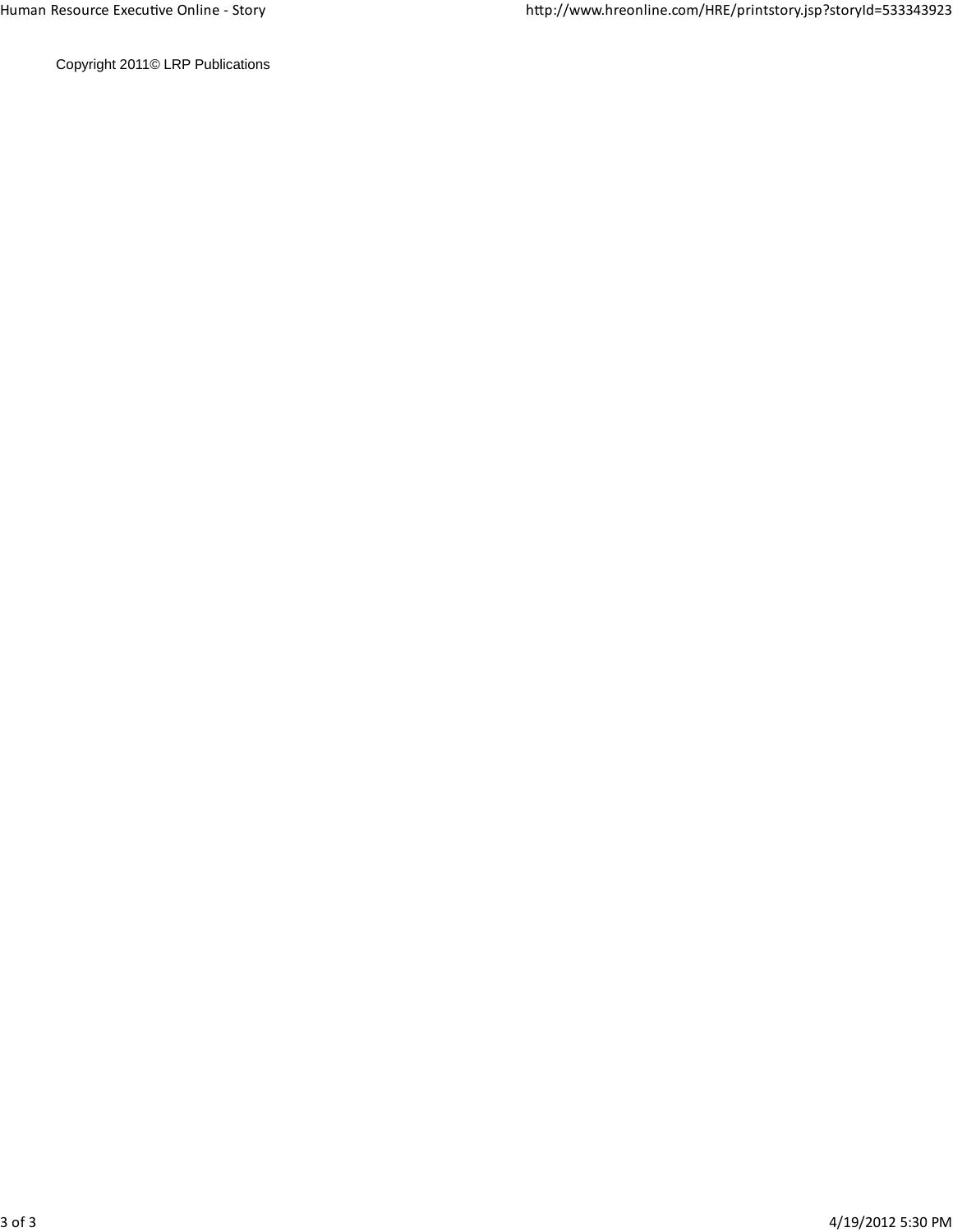Copyright 2011© LRP Publications